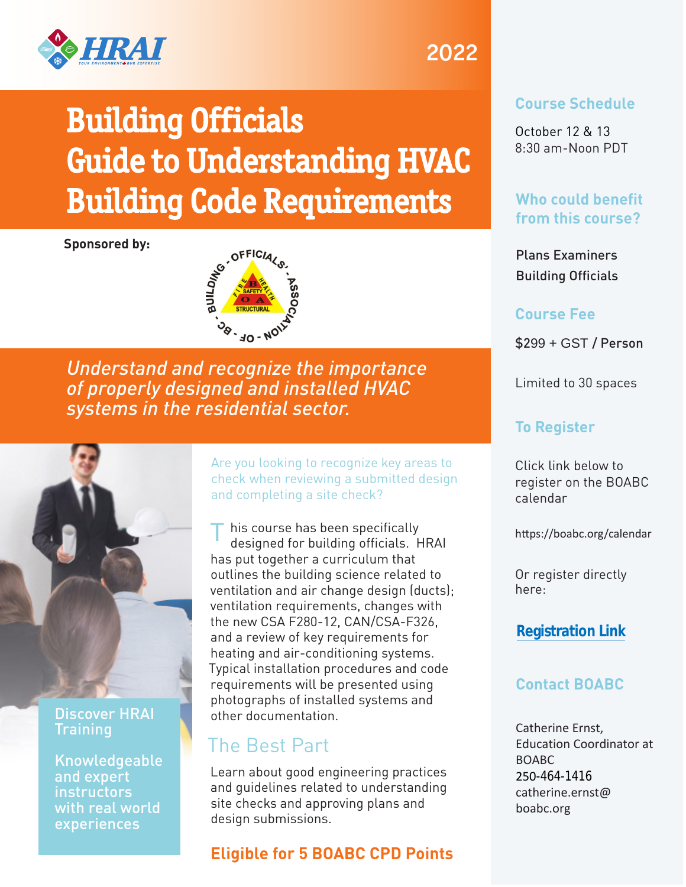HRAI

YOUR ENVIRONMENT • OUR EXPERTISE

2022

# Building Officials Guide to Understanding HVAC Building Code Requirements

**Sponsored by:**

BUILDING OFFICIALS' ASSOCIATION OF BC

*Understand and recognize the importance of properly designed and installed HVAC systems in the residential sector.*

Are you looking to recognize key areas to check when reviewing a submitted design and completing a site check?

This course has been specifically designed for building officials. HRAI has put together a curriculum that outlines the building science related to ventilation and air change design (ducts); ventilation requirements, changes with the new CSA F280-12, CAN/CSA-F326, and a review of key requirements for heating and air-conditioning systems. Typical installation procedures and code requirements will be presented using photographs of installed systems and other documentation.

## The Best Part

Learn about good engineering practices and guidelines related to understanding site checks and approving plans and design submissions.

**Eligible for 5 BOABC CPD Points**

Discover HRAI Training

Knowledgeable and expert instructors with real world experiences

## Course Schedule

October 12 & 13
8:30 am-Noon PDT

## Who could benefit from this course?

Plans Examiners
Building Officials

## Course Fee

$299 + GST / Person

Limited to 30 spaces

## To Register

Click link below to register on the BOABC calendar

https://boabc.org/calendar

Or register directly here:

**Registration Link**

## Contact BOABC

Catherine Ernst,
Education Coordinator at BOABC
250-464-1416
catherine.ernst@boabc.org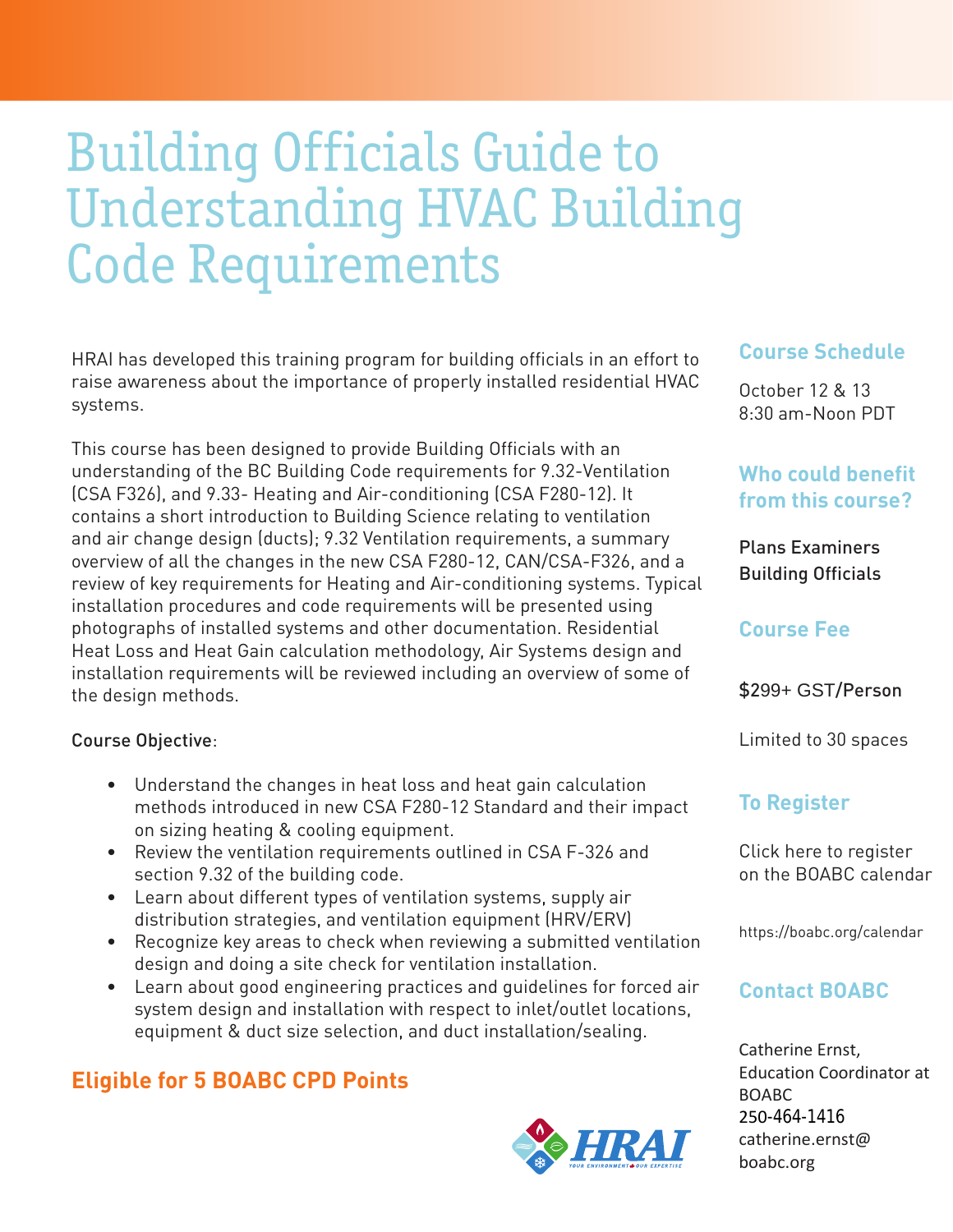# Building Officials Guide to Understanding HVAC Building Code Requirements

HRAI has developed this training program for building officials in an effort to raise awareness about the importance of properly installed residential HVAC systems.

This course has been designed to provide Building Officials with an understanding of the BC Building Code requirements for 9.32-Ventilation (CSA F326), and 9.33- Heating and Air-conditioning (CSA F280-12). It contains a short introduction to Building Science relating to ventilation and air change design (ducts); 9.32 Ventilation requirements, a summary overview of all the changes in the new CSA F280-12, CAN/CSA-F326, and a review of key requirements for Heating and Air-conditioning systems. Typical installation procedures and code requirements will be presented using photographs of installed systems and other documentation. Residential Heat Loss and Heat Gain calculation methodology, Air Systems design and installation requirements will be reviewed including an overview of some of the design methods.

Course Objective:

- Understand the changes in heat loss and heat gain calculation methods introduced in new CSA F280-12 Standard and their impact on sizing heating & cooling equipment.
- Review the ventilation requirements outlined in CSA F-326 and section 9.32 of the building code.
- Learn about different types of ventilation systems, supply air distribution strategies, and ventilation equipment (HRV/ERV)
- Recognize key areas to check when reviewing a submitted ventilation design and doing a site check for ventilation installation.
- Learn about good engineering practices and guidelines for forced air system design and installation with respect to inlet/outlet locations, equipment & duct size selection, and duct installation/sealing.

**Eligible for 5 BOABC CPD Points**

## Course Schedule

October 12 & 13
8:30 am-Noon PDT

## Who could benefit from this course?

Plans Examiners
Building Officials

## Course Fee

$299+ GST/Person

Limited to 30 spaces

## To Register

Click here to register on the BOABC calendar

https://boabc.org/calendar

## Contact BOABC

Catherine Ernst,
Education Coordinator at BOABC
250-464-1416
catherine.ernst@boabc.org

HRAI
YOUR ENVIRONMENT • OUR EXPERTISE